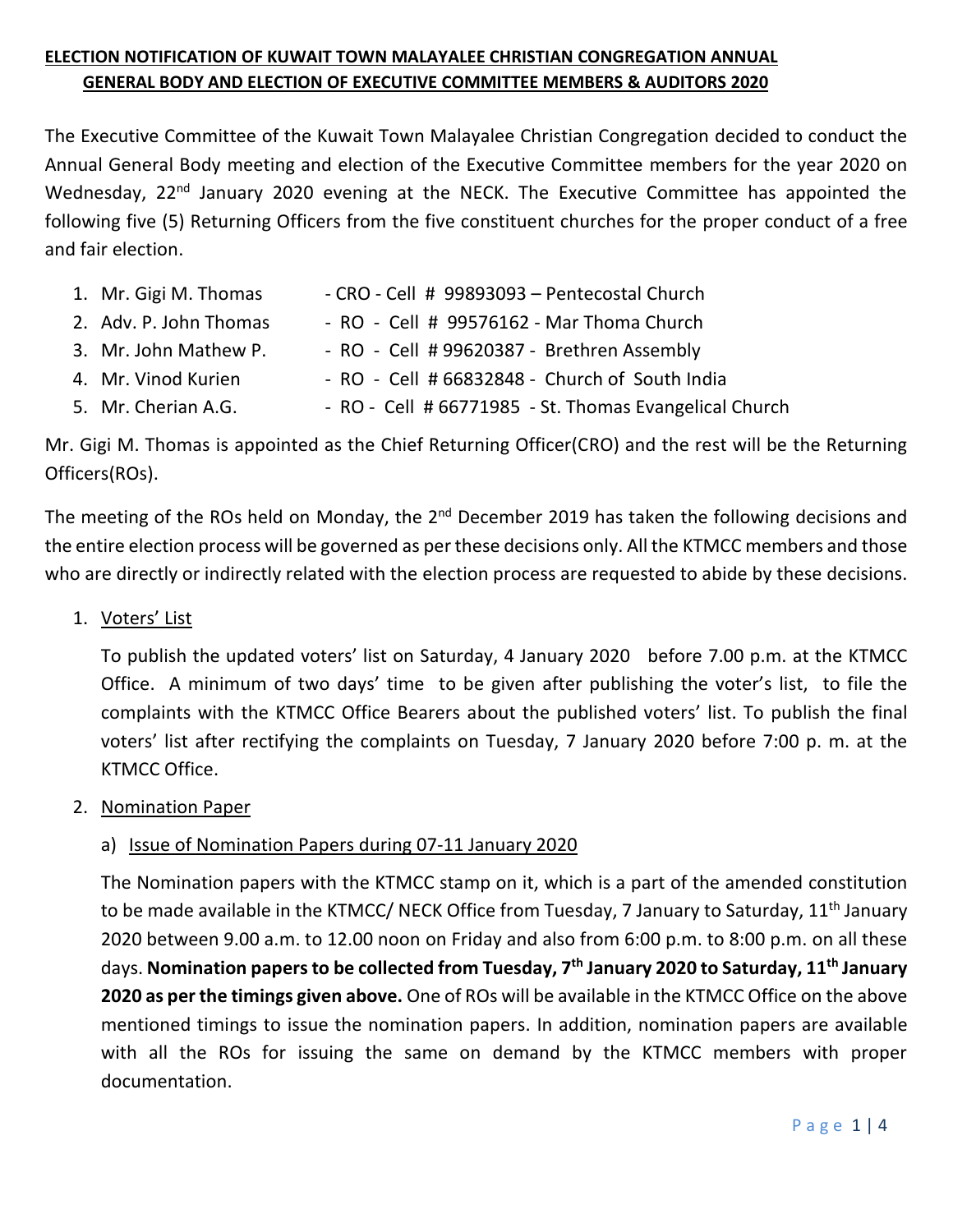**ELECTION NOTIFICATION OF KUWAIT TOWN MALAYALEE CHRISTIAN CONGREGATION ANNUAL GENERAL BODY AND ELECTION OF EXECUTIVE COMMITTEE MEMBERS & AUDITORS 2020**

The Executive Committee of the Kuwait Town Malayalee Christian Congregation decided to conduct the Annual General Body meeting and election of the Executive Committee members for the year 2020 on Wednesday, 22nd January 2020 evening at the NECK. The Executive Committee has appointed the following five (5) Returning Officers from the five constituent churches for the proper conduct of a free and fair election.

1. Mr. Gigi M. Thomas - CRO - Cell # 99893093 – Pentecostal Church
2. Adv. P. John Thomas - RO - Cell # 99576162 - Mar Thoma Church
3. Mr. John Mathew P. - RO - Cell # 99620387 - Brethren Assembly
4. Mr. Vinod Kurien - RO - Cell # 66832848 - Church of South India
5. Mr. Cherian A.G. - RO - Cell # 66771985 - St. Thomas Evangelical Church

Mr. Gigi M. Thomas is appointed as the Chief Returning Officer(CRO) and the rest will be the Returning Officers(ROs).

The meeting of the ROs held on Monday, the 2nd December 2019 has taken the following decisions and the entire election process will be governed as per these decisions only. All the KTMCC members and those who are directly or indirectly related with the election process are requested to abide by these decisions.

1. Voters' List

   To publish the updated voters' list on Saturday, 4 January 2020 before 7.00 p.m. at the KTMCC Office. A minimum of two days' time to be given after publishing the voter's list, to file the complaints with the KTMCC Office Bearers about the published voters' list. To publish the final voters' list after rectifying the complaints on Tuesday, 7 January 2020 before 7:00 p. m. at the KTMCC Office.

2. Nomination Paper

   a) Issue of Nomination Papers during 07-11 January 2020

   The Nomination papers with the KTMCC stamp on it, which is a part of the amended constitution to be made available in the KTMCC/ NECK Office from Tuesday, 7 January to Saturday, 11th January 2020 between 9.00 a.m. to 12.00 noon on Friday and also from 6:00 p.m. to 8:00 p.m. on all these days. **Nomination papers to be collected from Tuesday, 7th January 2020 to Saturday, 11th January 2020 as per the timings given above.** One of ROs will be available in the KTMCC Office on the above mentioned timings to issue the nomination papers. In addition, nomination papers are available with all the ROs for issuing the same on demand by the KTMCC members with proper documentation.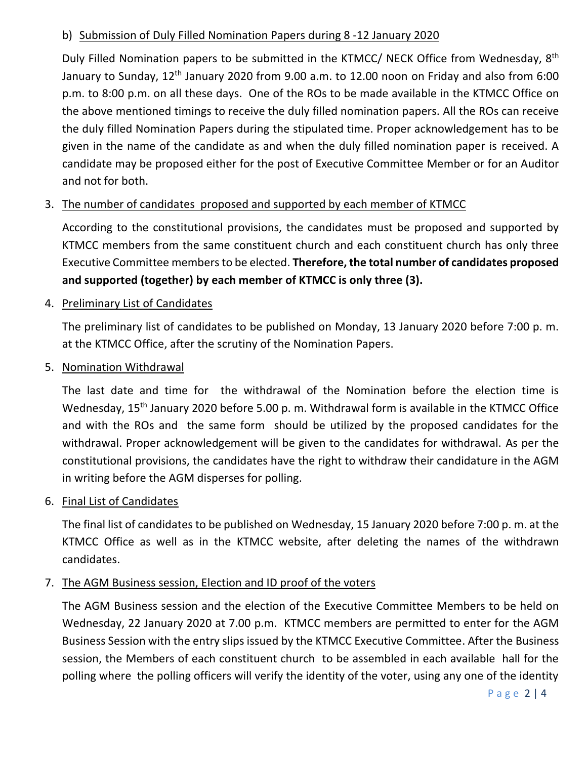b) Submission of Duly Filled Nomination Papers during 8 -12 January 2020

Duly Filled Nomination papers to be submitted in the KTMCC/ NECK Office from Wednesday, 8th January to Sunday, 12th January 2020 from 9.00 a.m. to 12.00 noon on Friday and also from 6:00 p.m. to 8:00 p.m. on all these days. One of the ROs to be made available in the KTMCC Office on the above mentioned timings to receive the duly filled nomination papers. All the ROs can receive the duly filled Nomination Papers during the stipulated time. Proper acknowledgement has to be given in the name of the candidate as and when the duly filled nomination paper is received. A candidate may be proposed either for the post of Executive Committee Member or for an Auditor and not for both.

3. The number of candidates proposed and supported by each member of KTMCC

According to the constitutional provisions, the candidates must be proposed and supported by KTMCC members from the same constituent church and each constituent church has only three Executive Committee members to be elected. **Therefore, the total number of candidates proposed and supported (together) by each member of KTMCC is only three (3).**

4. Preliminary List of Candidates

The preliminary list of candidates to be published on Monday, 13 January 2020 before 7:00 p. m. at the KTMCC Office, after the scrutiny of the Nomination Papers.

5. Nomination Withdrawal

The last date and time for the withdrawal of the Nomination before the election time is Wednesday, 15th January 2020 before 5.00 p. m. Withdrawal form is available in the KTMCC Office and with the ROs and the same form should be utilized by the proposed candidates for the withdrawal. Proper acknowledgement will be given to the candidates for withdrawal. As per the constitutional provisions, the candidates have the right to withdraw their candidature in the AGM in writing before the AGM disperses for polling.

6. Final List of Candidates

The final list of candidates to be published on Wednesday, 15 January 2020 before 7:00 p. m. at the KTMCC Office as well as in the KTMCC website, after deleting the names of the withdrawn candidates.

7. The AGM Business session, Election and ID proof of the voters

The AGM Business session and the election of the Executive Committee Members to be held on Wednesday, 22 January 2020 at 7.00 p.m. KTMCC members are permitted to enter for the AGM Business Session with the entry slips issued by the KTMCC Executive Committee. After the Business session, the Members of each constituent church to be assembled in each available hall for the polling where the polling officers will verify the identity of the voter, using any one of the identity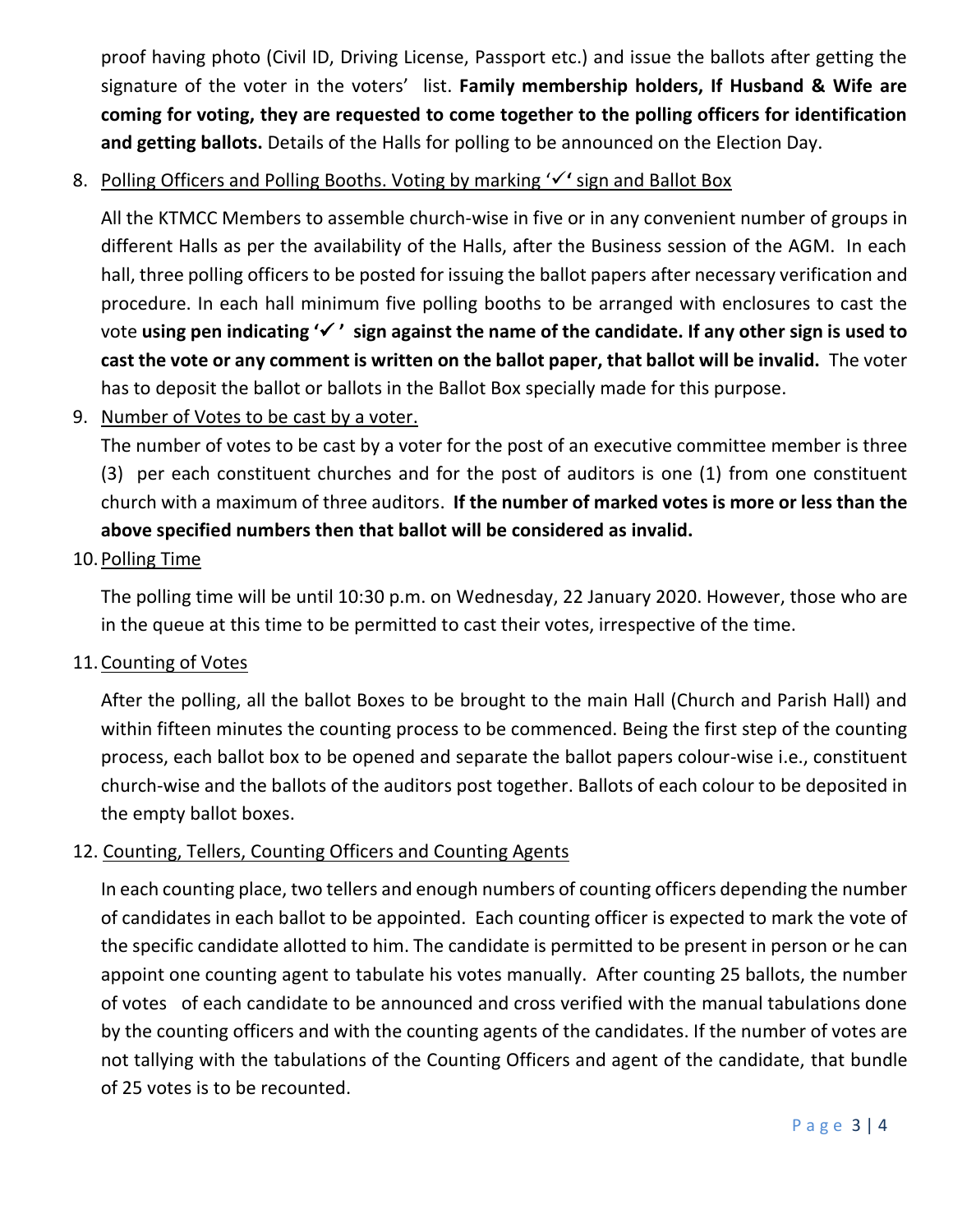proof having photo (Civil ID, Driving License, Passport etc.) and issue the ballots after getting the signature of the voter in the voters' list. **Family membership holders, If Husband & Wife are coming for voting, they are requested to come together to the polling officers for identification and getting ballots.** Details of the Halls for polling to be announced on the Election Day.

8. Polling Officers and Polling Booths. Voting by marking '✓' sign and Ballot Box

   All the KTMCC Members to assemble church-wise in five or in any convenient number of groups in different Halls as per the availability of the Halls, after the Business session of the AGM. In each hall, three polling officers to be posted for issuing the ballot papers after necessary verification and procedure. In each hall minimum five polling booths to be arranged with enclosures to cast the vote **using pen indicating '✓' sign against the name of the candidate. If any other sign is used to cast the vote or any comment is written on the ballot paper, that ballot will be invalid.** The voter has to deposit the ballot or ballots in the Ballot Box specially made for this purpose.

9. Number of Votes to be cast by a voter.

   The number of votes to be cast by a voter for the post of an executive committee member is three (3) per each constituent churches and for the post of auditors is one (1) from one constituent church with a maximum of three auditors. **If the number of marked votes is more or less than the above specified numbers then that ballot will be considered as invalid.**

10. Polling Time

    The polling time will be until 10:30 p.m. on Wednesday, 22 January 2020. However, those who are in the queue at this time to be permitted to cast their votes, irrespective of the time.

11. Counting of Votes

    After the polling, all the ballot Boxes to be brought to the main Hall (Church and Parish Hall) and within fifteen minutes the counting process to be commenced. Being the first step of the counting process, each ballot box to be opened and separate the ballot papers colour-wise i.e., constituent church-wise and the ballots of the auditors post together. Ballots of each colour to be deposited in the empty ballot boxes.

12. Counting, Tellers, Counting Officers and Counting Agents

    In each counting place, two tellers and enough numbers of counting officers depending the number of candidates in each ballot to be appointed. Each counting officer is expected to mark the vote of the specific candidate allotted to him. The candidate is permitted to be present in person or he can appoint one counting agent to tabulate his votes manually. After counting 25 ballots, the number of votes of each candidate to be announced and cross verified with the manual tabulations done by the counting officers and with the counting agents of the candidates. If the number of votes are not tallying with the tabulations of the Counting Officers and agent of the candidate, that bundle of 25 votes is to be recounted.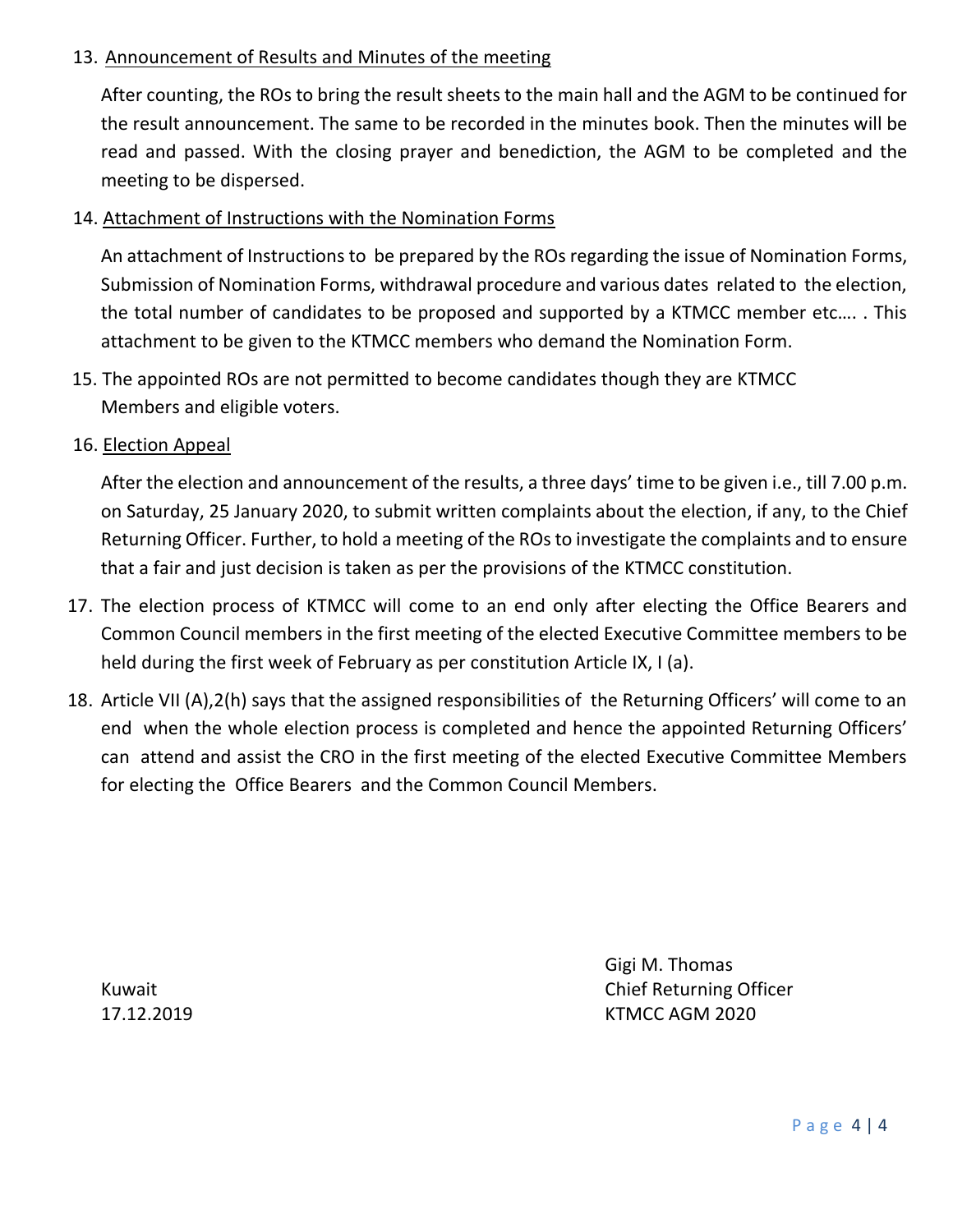13. <u>Announcement of Results and Minutes of the meeting</u>

    After counting, the ROs to bring the result sheets to the main hall and the AGM to be continued for the result announcement. The same to be recorded in the minutes book. Then the minutes will be read and passed. With the closing prayer and benediction, the AGM to be completed and the meeting to be dispersed.

14. <u>Attachment of Instructions with the Nomination Forms</u>

    An attachment of Instructions to be prepared by the ROs regarding the issue of Nomination Forms, Submission of Nomination Forms, withdrawal procedure and various dates related to the election, the total number of candidates to be proposed and supported by a KTMCC member etc…. . This attachment to be given to the KTMCC members who demand the Nomination Form.

15. The appointed ROs are not permitted to become candidates though they are KTMCC Members and eligible voters.

16. <u>Election Appeal</u>

    After the election and announcement of the results, a three days' time to be given i.e., till 7.00 p.m. on Saturday, 25 January 2020, to submit written complaints about the election, if any, to the Chief Returning Officer. Further, to hold a meeting of the ROs to investigate the complaints and to ensure that a fair and just decision is taken as per the provisions of the KTMCC constitution.

17. The election process of KTMCC will come to an end only after electing the Office Bearers and Common Council members in the first meeting of the elected Executive Committee members to be held during the first week of February as per constitution Article IX, I (a).

18. Article VII (A),2(h) says that the assigned responsibilities of the Returning Officers' will come to an end when the whole election process is completed and hence the appointed Returning Officers' can attend and assist the CRO in the first meeting of the elected Executive Committee Members for electing the Office Bearers and the Common Council Members.

Gigi M. Thomas
Chief Returning Officer
KTMCC AGM 2020

Kuwait
17.12.2019